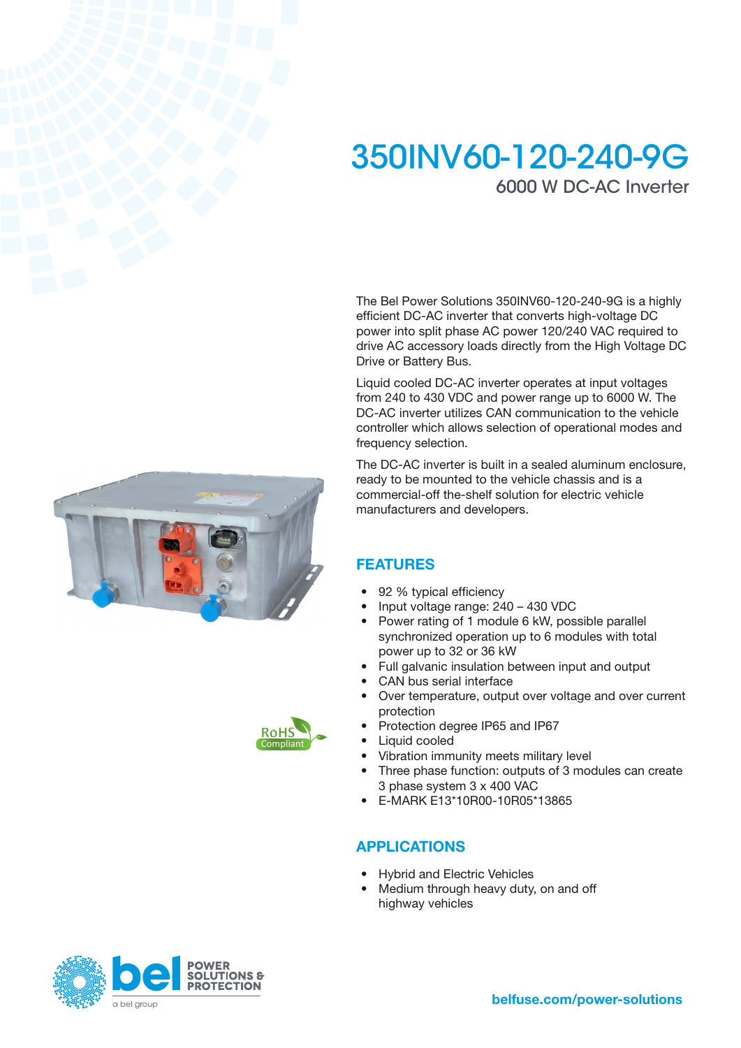# 350INV60-120-240-9G

## 6000 W DC-AC Inverter

The Bel Power Solutions 350INV60-120-240-9G is a highly efficient DC-AC inverter that converts high-voltage DC power into split phase AC power 120/240 VAC required to drive AC accessory loads directly from the High Voltage DC Drive or Battery Bus.

Liquid cooled DC-AC inverter operates at input voltages from 240 to 430 VDC and power range up to 6000 W. The DC-AC inverter utilizes CAN communication to the vehicle controller which allows selection of operational modes and frequency selection.

The DC-AC inverter is built in a sealed aluminum enclosure, ready to be mounted to the vehicle chassis and is a commercial-off the-shelf solution for electric vehicle manufacturers and developers.

RoHS Compliant

## FEATURES

- 92 % typical efficiency
- Input voltage range: 240 – 430 VDC
- Power rating of 1 module 6 kW, possible parallel synchronized operation up to 6 modules with total power up to 32 or 36 kW
- Full galvanic insulation between input and output
- CAN bus serial interface
- Over temperature, output over voltage and over current protection
- Protection degree IP65 and IP67
- Liquid cooled
- Vibration immunity meets military level
- Three phase function: outputs of 3 modules can create 3 phase system 3 x 400 VAC
- E-MARK E13*10R00-10R05*13865

## APPLICATIONS

- Hybrid and Electric Vehicles
- Medium through heavy duty, on and off highway vehicles

bel POWER SOLUTIONS & PROTECTION
a bel group

belfuse.com/power-solutions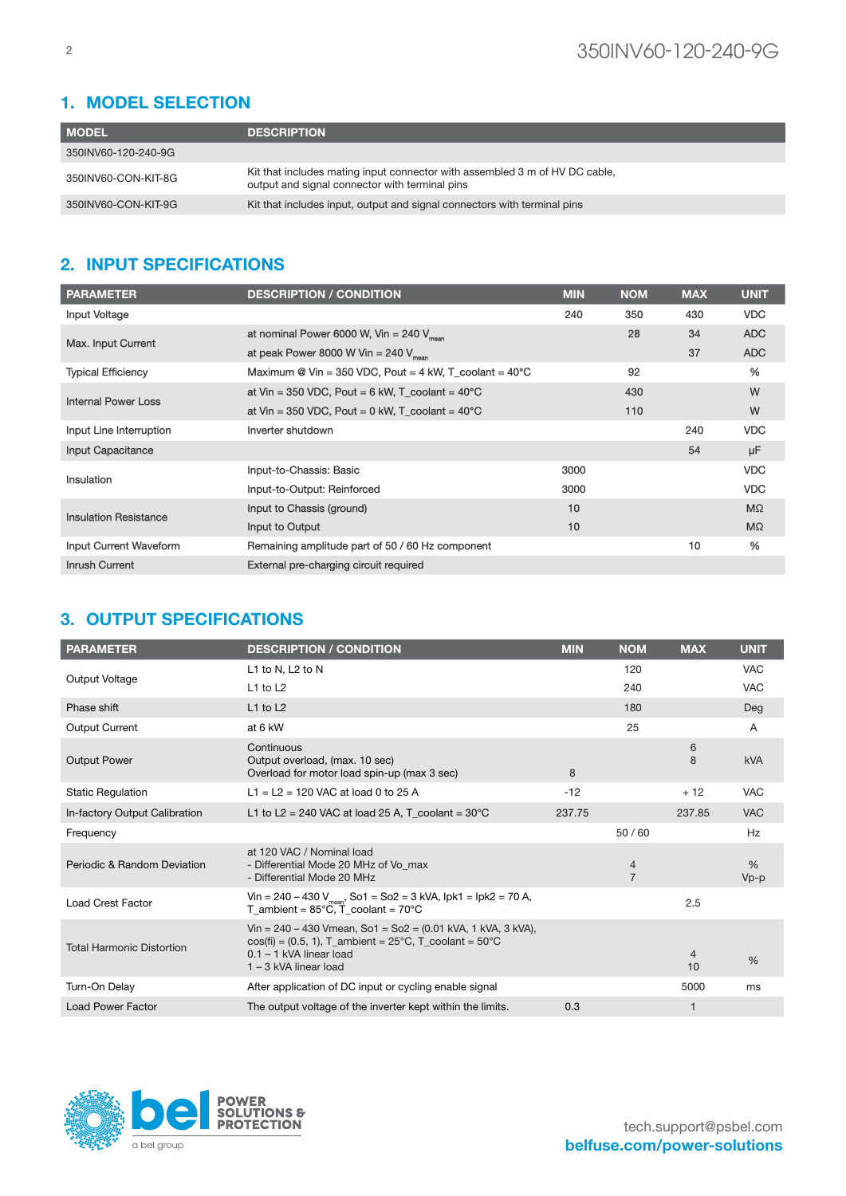## 1. MODEL SELECTION

| MODEL | DESCRIPTION |
|---|---|
| 350INV60-120-240-9G | |
| 350INV60-CON-KIT-8G | Kit that includes mating input connector with assembled 3 m of HV DC cable, output and signal connector with terminal pins |
| 350INV60-CON-KIT-9G | Kit that includes input, output and signal connectors with terminal pins |

## 2. INPUT SPECIFICATIONS

| PARAMETER | DESCRIPTION / CONDITION | MIN | NOM | MAX | UNIT |
|---|---|---|---|---|---|
| Input Voltage | | 240 | 350 | 430 | VDC |
| Max. Input Current | at nominal Power 6000 W, Vin = 240 $V_{mean}$ | | 28 | 34 | ADC |
| | at peak Power 8000 W Vin = 240 $V_{mean}$ | | | 37 | ADC |
| Typical Efficiency | Maximum @ Vin = 350 VDC, Pout = 4 kW, T_coolant = 40°C | | 92 | | % |
| Internal Power Loss | at Vin = 350 VDC, Pout = 6 kW, T_coolant = 40°C | | 430 | | W |
| | at Vin = 350 VDC, Pout = 0 kW, T_coolant = 40°C | | 110 | | W |
| Input Line Interruption | Inverter shutdown | | | 240 | VDC |
| Input Capacitance | | | | 54 | µF |
| Insulation | Input-to-Chassis: Basic | 3000 | | | VDC |
| | Input-to-Output: Reinforced | 3000 | | | VDC |
| Insulation Resistance | Input to Chassis (ground) | 10 | | | MΩ |
| | Input to Output | 10 | | | MΩ |
| Input Current Waveform | Remaining amplitude part of 50 / 60 Hz component | | | 10 | % |
| Inrush Current | External pre-charging circuit required | | | | |

## 3. OUTPUT SPECIFICATIONS

| PARAMETER | DESCRIPTION / CONDITION | MIN | NOM | MAX | UNIT |
|---|---|---|---|---|---|
| Output Voltage | L1 to N, L2 to N | | 120 | | VAC |
| | L1 to L2 | | 240 | | VAC |
| Phase shift | L1 to L2 | | 180 | | Deg |
| Output Current | at 6 kW | | 25 | | A |
| Output Power | Continuous<br>Output overload, (max. 10 sec)<br>Overload for motor load spin-up (max 3 sec) | 8 | | 6<br>8 | kVA |
| Static Regulation | L1 = L2 = 120 VAC at load 0 to 25 A | -12 | | + 12 | VAC |
| In-factory Output Calibration | L1 to L2 = 240 VAC at load 25 A, T_coolant = 30°C | 237.75 | | 237.85 | VAC |
| Frequency | | | 50 / 60 | | Hz |
| Periodic & Random Deviation | at 120 VAC / Nominal load<br>- Differential Mode 20 MHz of Vo_max<br>- Differential Mode 20 MHz | | 4<br>7 | | %<br>Vp-p |
| Load Crest Factor | Vin = 240 – 430 $V_{mean}$, So1 = So2 = 3 kVA, Ipk1 = Ipk2 = 70 A, T_ambient = 85°C, T_coolant = 70°C | | | 2.5 | |
| Total Harmonic Distortion | Vin = 240 – 430 Vmean, So1 = So2 = (0.01 kVA, 1 kVA, 3 kVA), cos(fi) = (0.5, 1), T_ambient = 25°C, T_coolant = 50°C<br>0.1 – 1 kVA linear load<br>1 – 3 kVA linear load | | | 4<br>10 | % |
| Turn-On Delay | After application of DC input or cycling enable signal | | | 5000 | ms |
| Load Power Factor | The output voltage of the inverter kept within the limits. | 0.3 | | 1 | |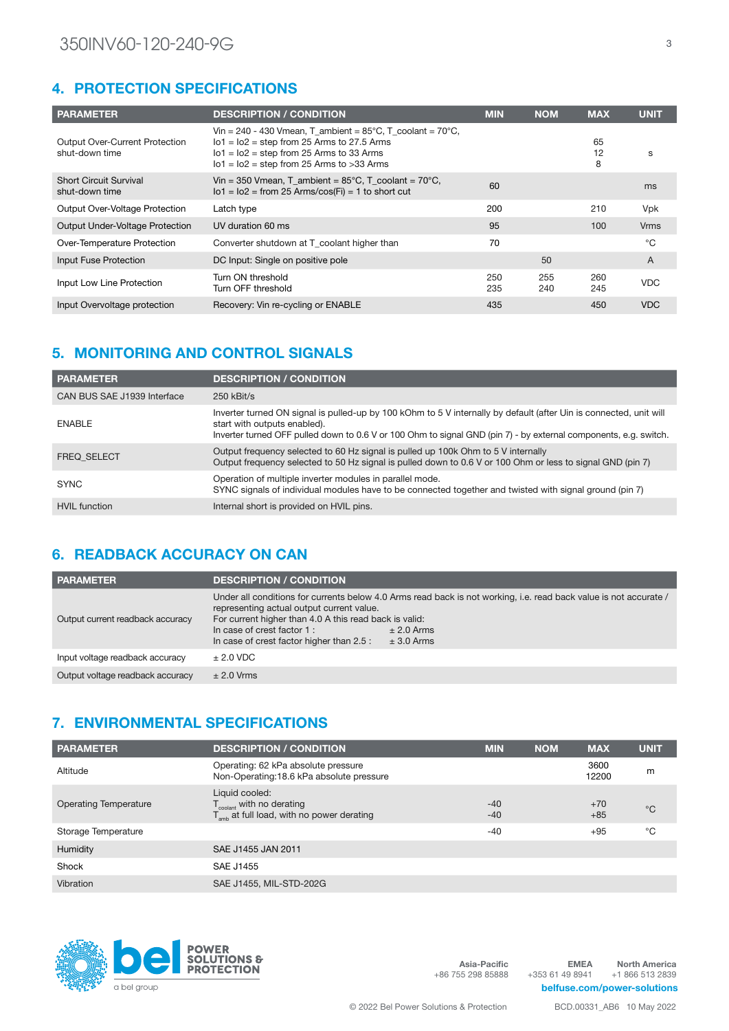## 4. PROTECTION SPECIFICATIONS

| PARAMETER | DESCRIPTION / CONDITION | MIN | NOM | MAX | UNIT |
|---|---|---|---|---|---|
| Output Over-Current Protection shut-down time | Vin = 240 - 430 Vmean, T_ambient = 85°C, T_coolant = 70°C,<br>Io1 = Io2 = step from 25 Arms to 27.5 Arms<br>Io1 = Io2 = step from 25 Arms to 33 Arms<br>Io1 = Io2 = step from 25 Arms to >33 Arms | | | 65<br>12<br>8 | s |
| Short Circuit Survival shut-down time | Vin = 350 Vmean, T_ambient = 85°C, T_coolant = 70°C,<br>Io1 = Io2 = from 25 Arms/cos(Fi) = 1 to short cut | 60 | | | ms |
| Output Over-Voltage Protection | Latch type | 200 | | 210 | Vpk |
| Output Under-Voltage Protection | UV duration 60 ms | 95 | | 100 | Vrms |
| Over-Temperature Protection | Converter shutdown at T_coolant higher than | 70 | | | °C |
| Input Fuse Protection | DC Input: Single on positive pole | | 50 | | A |
| Input Low Line Protection | Turn ON threshold<br>Turn OFF threshold | 250<br>235 | 255<br>240 | 260<br>245 | VDC |
| Input Overvoltage protection | Recovery: Vin re-cycling or ENABLE | 435 | | 450 | VDC |

## 5. MONITORING AND CONTROL SIGNALS

| PARAMETER | DESCRIPTION / CONDITION |
|---|---|
| CAN BUS SAE J1939 Interface | 250 kBit/s |
| ENABLE | Inverter turned ON signal is pulled-up by 100 kOhm to 5 V internally by default (after Uin is connected, unit will start with outputs enabled).<br>Inverter turned OFF pulled down to 0.6 V or 100 Ohm to signal GND (pin 7) - by external components, e.g. switch. |
| FREQ_SELECT | Output frequency selected to 60 Hz signal is pulled up 100k Ohm to 5 V internally<br>Output frequency selected to 50 Hz signal is pulled down to 0.6 V or 100 Ohm or less to signal GND (pin 7) |
| SYNC | Operation of multiple inverter modules in parallel mode.<br>SYNC signals of individual modules have to be connected together and twisted with signal ground (pin 7) |
| HVIL function | Internal short is provided on HVIL pins. |

## 6. READBACK ACCURACY ON CAN

| PARAMETER | DESCRIPTION / CONDITION |
|---|---|
| Output current readback accuracy | Under all conditions for currents below 4.0 Arms read back is not working, i.e. read back value is not accurate / representing actual output current value.<br>For current higher than 4.0 A this read back is valid:<br>In case of crest factor 1 : ± 2.0 Arms<br>In case of crest factor higher than 2.5 : ± 3.0 Arms |
| Input voltage readback accuracy | ± 2.0 VDC |
| Output voltage readback accuracy | ± 2.0 Vrms |

## 7. ENVIRONMENTAL SPECIFICATIONS

| PARAMETER | DESCRIPTION / CONDITION | MIN | NOM | MAX | UNIT |
|---|---|---|---|---|---|
| Altitude | Operating: 62 kPa absolute pressure<br>Non-Operating:18.6 kPa absolute pressure | | | 3600<br>12200 | m |
| Operating Temperature | Liquid cooled:<br>$T_{coolant}$ with no derating<br>$T_{amb}$ at full load, with no power derating | -40<br>-40 | | +70<br>+85 | °C |
| Storage Temperature | | -40 | | +95 | °C |
| Humidity | SAE J1455 JAN 2011 | | | | |
| Shock | SAE J1455 | | | | |
| Vibration | SAE J1455, MIL-STD-202G | | | | |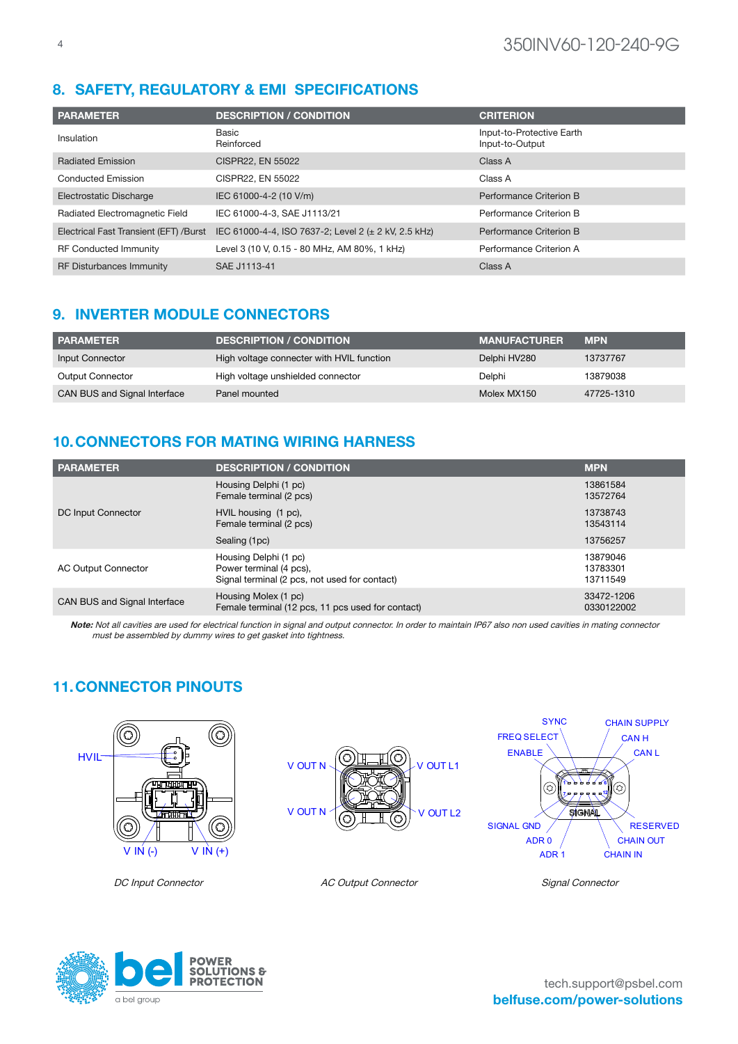## 8. SAFETY, REGULATORY & EMI SPECIFICATIONS

| PARAMETER | DESCRIPTION / CONDITION | CRITERION |
|---|---|---|
| Insulation | Basic<br>Reinforced | Input-to-Protective Earth<br>Input-to-Output |
| Radiated Emission | CISPR22, EN 55022 | Class A |
| Conducted Emission | CISPR22, EN 55022 | Class A |
| Electrostatic Discharge | IEC 61000-4-2 (10 V/m) | Performance Criterion B |
| Radiated Electromagnetic Field | IEC 61000-4-3, SAE J1113/21 | Performance Criterion B |
| Electrical Fast Transient (EFT) /Burst | IEC 61000-4-4, ISO 7637-2; Level 2 (± 2 kV, 2.5 kHz) | Performance Criterion B |
| RF Conducted Immunity | Level 3 (10 V, 0.15 - 80 MHz, AM 80%, 1 kHz) | Performance Criterion A |
| RF Disturbances Immunity | SAE J1113-41 | Class A |

## 9. INVERTER MODULE CONNECTORS

| PARAMETER | DESCRIPTION / CONDITION | MANUFACTURER | MPN |
|---|---|---|---|
| Input Connector | High voltage connecter with HVIL function | Delphi HV280 | 13737767 |
| Output Connector | High voltage unshielded connector | Delphi | 13879038 |
| CAN BUS and Signal Interface | Panel mounted | Molex MX150 | 47725-1310 |

## 10. CONNECTORS FOR MATING WIRING HARNESS

| PARAMETER | DESCRIPTION / CONDITION | MPN |
|---|---|---|
| DC Input Connector | Housing Delphi (1 pc)<br>Female terminal (2 pcs) | 13861584<br>13572764 |
| | HVIL housing (1 pc),<br>Female terminal (2 pcs) | 13738743<br>13543114 |
| | Sealing (1pc) | 13756257 |
| AC Output Connector | Housing Delphi (1 pc)<br>Power terminal (4 pcs),<br>Signal terminal (2 pcs, not used for contact) | 13879046<br>13783301<br>13711549 |
| CAN BUS and Signal Interface | Housing Molex (1 pc)<br>Female terminal (12 pcs, 11 pcs used for contact) | 33472-1206<br>0330122002 |

***Note:*** *Not all cavities are used for electrical function in signal and output connector. In order to maintain IP67 also non used cavities in mating connector must be assembled by dummy wires to get gasket into tightness.*

## 11. CONNECTOR PINOUTS

HVIL, V IN (-), V IN (+)

*DC Input Connector*

V OUT N, V OUT L1, V OUT N, V OUT L2

*AC Output Connector*

SYNC, FREQ SELECT, ENABLE, CHAIN SUPPLY, CAN H, CAN L, SIGNAL GND, ADR 0, ADR 1, RESERVED, CHAIN OUT, CHAIN IN

*Signal Connector*

tech.support@psbel.com
**belfuse.com/power-solutions**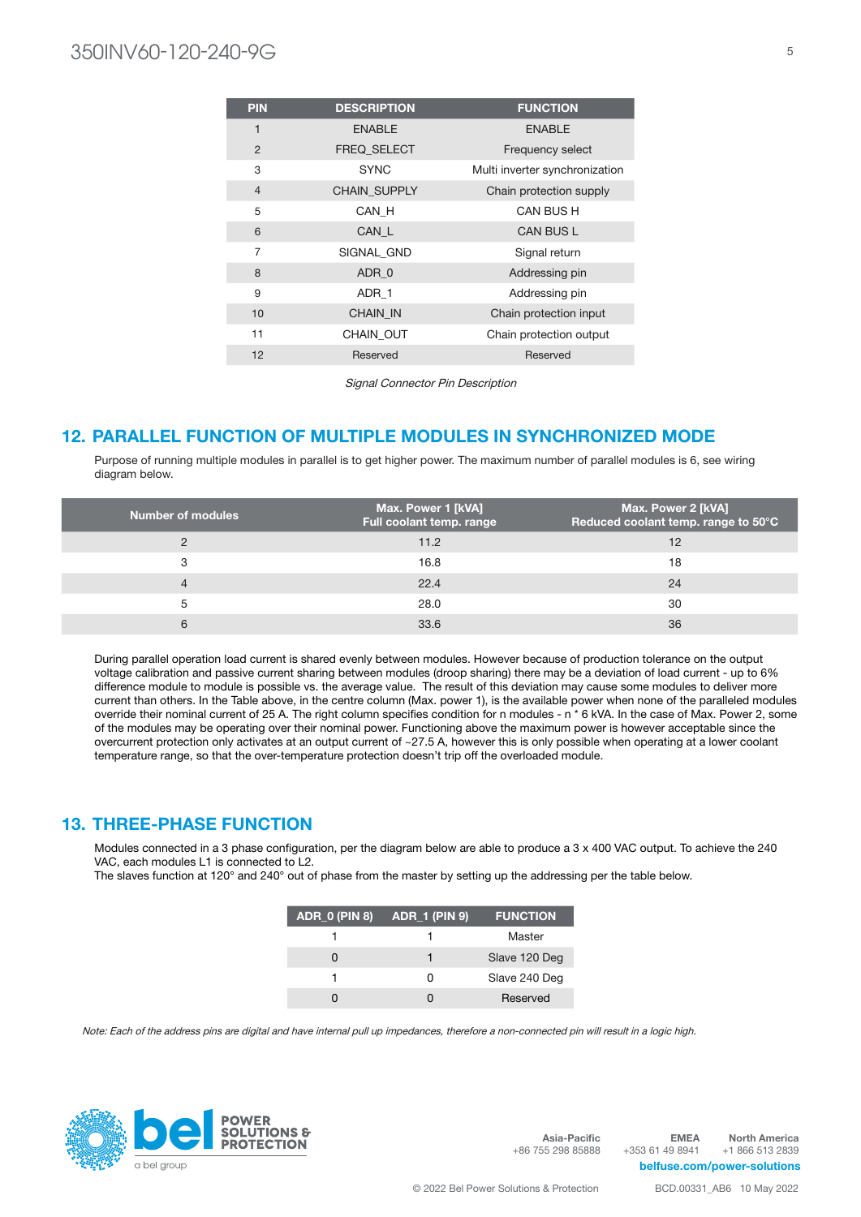| PIN | DESCRIPTION | FUNCTION |
|---|---|---|
| 1 | ENABLE | ENABLE |
| 2 | FREQ_SELECT | Frequency select |
| 3 | SYNC | Multi inverter synchronization |
| 4 | CHAIN_SUPPLY | Chain protection supply |
| 5 | CAN_H | CAN BUS H |
| 6 | CAN_L | CAN BUS L |
| 7 | SIGNAL_GND | Signal return |
| 8 | ADR_0 | Addressing pin |
| 9 | ADR_1 | Addressing pin |
| 10 | CHAIN_IN | Chain protection input |
| 11 | CHAIN_OUT | Chain protection output |
| 12 | Reserved | Reserved |

*Signal Connector Pin Description*

## 12. PARALLEL FUNCTION OF MULTIPLE MODULES IN SYNCHRONIZED MODE

Purpose of running multiple modules in parallel is to get higher power. The maximum number of parallel modules is 6, see wiring diagram below.

| Number of modules | Max. Power 1 [kVA] Full coolant temp. range | Max. Power 2 [kVA] Reduced coolant temp. range to 50°C |
|---|---|---|
| 2 | 11.2 | 12 |
| 3 | 16.8 | 18 |
| 4 | 22.4 | 24 |
| 5 | 28.0 | 30 |
| 6 | 33.6 | 36 |

During parallel operation load current is shared evenly between modules. However because of production tolerance on the output voltage calibration and passive current sharing between modules (droop sharing) there may be a deviation of load current - up to 6% difference module to module is possible vs. the average value. The result of this deviation may cause some modules to deliver more current than others. In the Table above, in the centre column (Max. power 1), is the available power when none of the paralleled modules override their nominal current of 25 A. The right column specifies condition for n modules - n * 6 kVA. In the case of Max. Power 2, some of the modules may be operating over their nominal power. Functioning above the maximum power is however acceptable since the overcurrent protection only activates at an output current of ~27.5 A, however this is only possible when operating at a lower coolant temperature range, so that the over-temperature protection doesn't trip off the overloaded module.

## 13. THREE-PHASE FUNCTION

Modules connected in a 3 phase configuration, per the diagram below are able to produce a 3 x 400 VAC output. To achieve the 240 VAC, each modules L1 is connected to L2.
The slaves function at 120° and 240° out of phase from the master by setting up the addressing per the table below.

| ADR_0 (PIN 8) | ADR_1 (PIN 9) | FUNCTION |
|---|---|---|
| 1 | 1 | Master |
| 0 | 1 | Slave 120 Deg |
| 1 | 0 | Slave 240 Deg |
| 0 | 0 | Reserved |

*Note: Each of the address pins are digital and have internal pull up impedances, therefore a non-connected pin will result in a logic high.*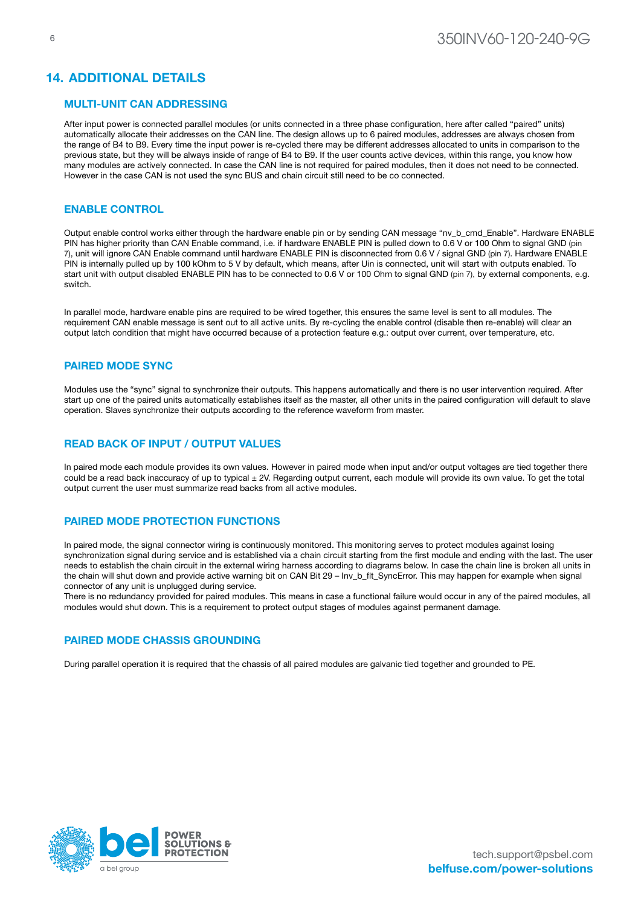## 14. ADDITIONAL DETAILS

### MULTI-UNIT CAN ADDRESSING

After input power is connected parallel modules (or units connected in a three phase configuration, here after called "paired" units) automatically allocate their addresses on the CAN line. The design allows up to 6 paired modules, addresses are always chosen from the range of B4 to B9. Every time the input power is re-cycled there may be different addresses allocated to units in comparison to the previous state, but they will be always inside of range of B4 to B9. If the user counts active devices, within this range, you know how many modules are actively connected. In case the CAN line is not required for paired modules, then it does not need to be connected. However in the case CAN is not used the sync BUS and chain circuit still need to be co connected.

### ENABLE CONTROL

Output enable control works either through the hardware enable pin or by sending CAN message "nv_b_cmd_Enable". Hardware ENABLE PIN has higher priority than CAN Enable command, i.e. if hardware ENABLE PIN is pulled down to 0.6 V or 100 Ohm to signal GND (pin 7), unit will ignore CAN Enable command until hardware ENABLE PIN is disconnected from 0.6 V / signal GND (pin 7). Hardware ENABLE PIN is internally pulled up by 100 kOhm to 5 V by default, which means, after Uin is connected, unit will start with outputs enabled. To start unit with output disabled ENABLE PIN has to be connected to 0.6 V or 100 Ohm to signal GND (pin 7), by external components, e.g. switch.

In parallel mode, hardware enable pins are required to be wired together, this ensures the same level is sent to all modules. The requirement CAN enable message is sent out to all active units. By re-cycling the enable control (disable then re-enable) will clear an output latch condition that might have occurred because of a protection feature e.g.: output over current, over temperature, etc.

### PAIRED MODE SYNC

Modules use the "sync" signal to synchronize their outputs. This happens automatically and there is no user intervention required. After start up one of the paired units automatically establishes itself as the master, all other units in the paired configuration will default to slave operation. Slaves synchronize their outputs according to the reference waveform from master.

### READ BACK OF INPUT / OUTPUT VALUES

In paired mode each module provides its own values. However in paired mode when input and/or output voltages are tied together there could be a read back inaccuracy of up to typical ± 2V. Regarding output current, each module will provide its own value. To get the total output current the user must summarize read backs from all active modules.

### PAIRED MODE PROTECTION FUNCTIONS

In paired mode, the signal connector wiring is continuously monitored. This monitoring serves to protect modules against losing synchronization signal during service and is established via a chain circuit starting from the first module and ending with the last. The user needs to establish the chain circuit in the external wiring harness according to diagrams below. In case the chain line is broken all units in the chain will shut down and provide active warning bit on CAN Bit 29 – Inv_b_flt_SyncError. This may happen for example when signal connector of any unit is unplugged during service.

There is no redundancy provided for paired modules. This means in case a functional failure would occur in any of the paired modules, all modules would shut down. This is a requirement to protect output stages of modules against permanent damage.

### PAIRED MODE CHASSIS GROUNDING

During parallel operation it is required that the chassis of all paired modules are galvanic tied together and grounded to PE.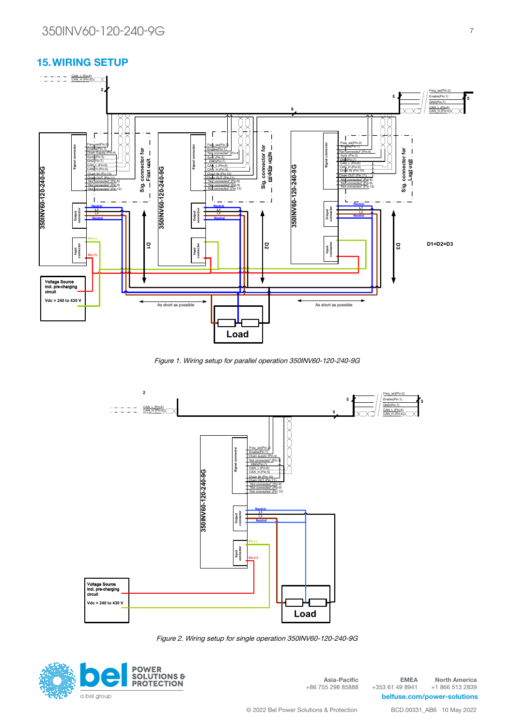## 15. WIRING SETUP

*Figure 1. Wiring setup for parallel operation 350INV60-120-240-9G*

*Figure 2. Wiring setup for single operation 350INV60-120-240-9G*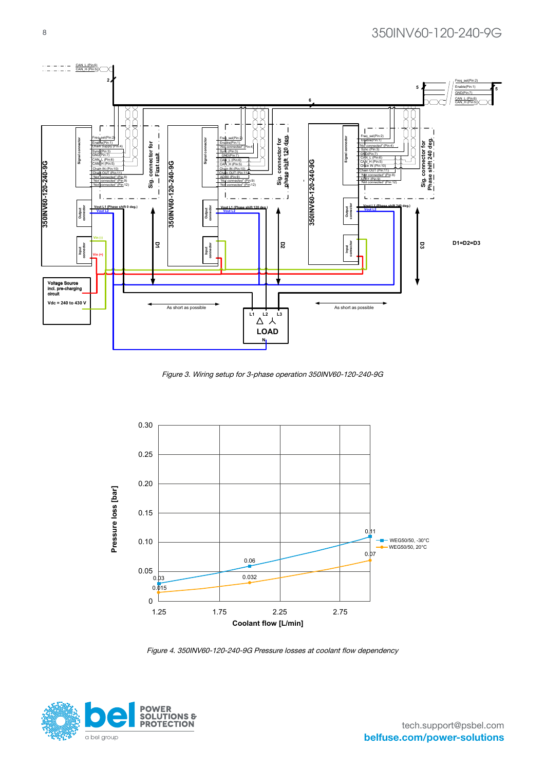Figure 3. Wiring setup for 3-phase operation 350INV60-120-240-9G

Figure 4. 350INV60-120-240-9G Pressure losses at coolant flow dependency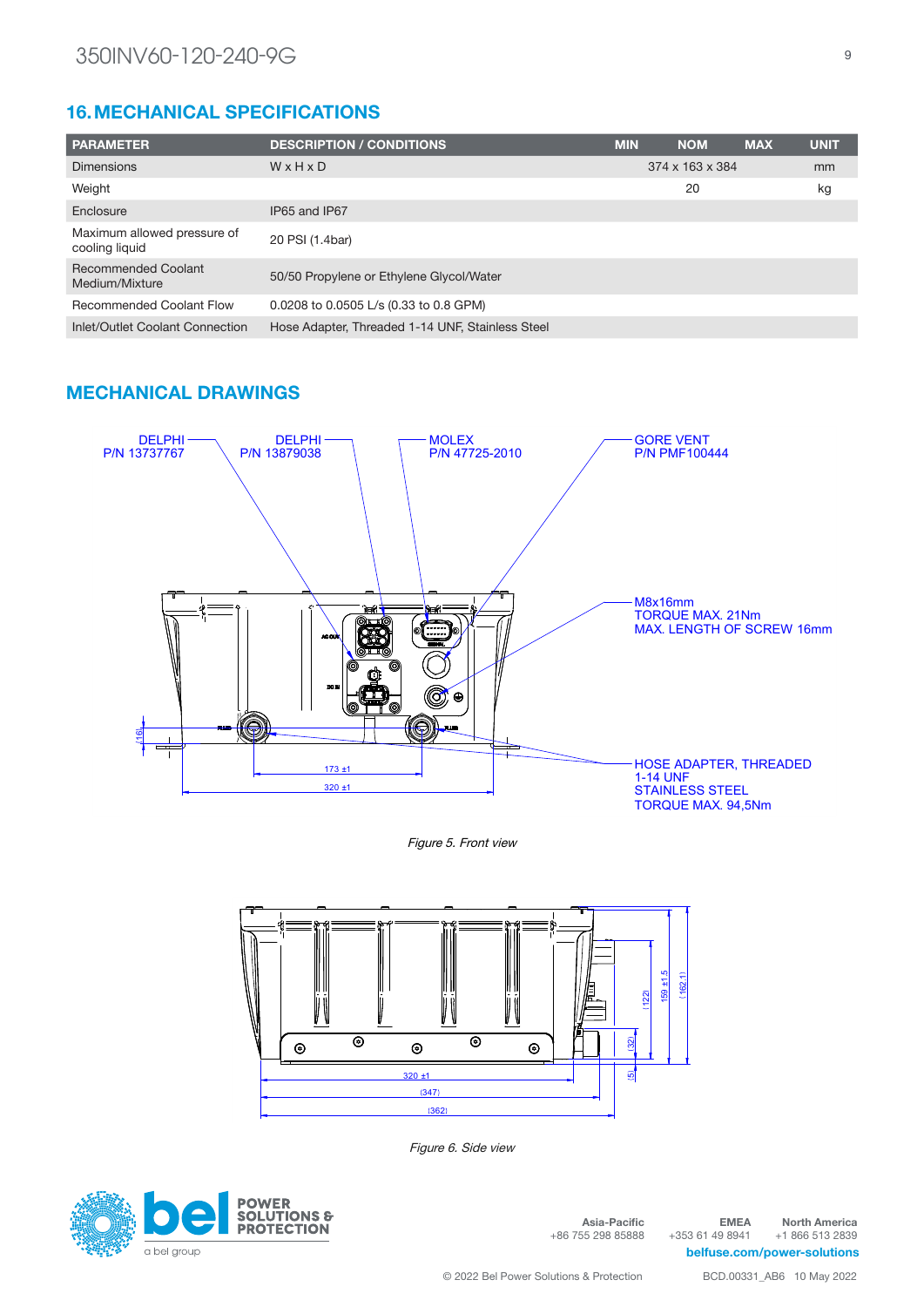## 16. MECHANICAL SPECIFICATIONS

| PARAMETER | DESCRIPTION / CONDITIONS | MIN | NOM | MAX | UNIT |
|---|---|---|---|---|---|
| Dimensions | W x H x D | | 374 x 163 x 384 | | mm |
| Weight | | | 20 | | kg |
| Enclosure | IP65 and IP67 | | | | |
| Maximum allowed pressure of cooling liquid | 20 PSI (1.4bar) | | | | |
| Recommended Coolant Medium/Mixture | 50/50 Propylene or Ethylene Glycol/Water | | | | |
| Recommended Coolant Flow | 0.0208 to 0.0505 L/s (0.33 to 0.8 GPM) | | | | |
| Inlet/Outlet Coolant Connection | Hose Adapter, Threaded 1-14 UNF, Stainless Steel | | | | |

## MECHANICAL DRAWINGS

DELPHI P/N 13737767

DELPHI P/N 13879038

MOLEX P/N 47725-2010

GORE VENT P/N PMF100444

M8x16mm
TORQUE MAX. 21Nm
MAX. LENGTH OF SCREW 16mm

HOSE ADAPTER, THREADED
1-14 UNF
STAINLESS STEEL
TORQUE MAX. 94,5Nm

(16)

173 ±1

320 ±1

*Figure 5. Front view*

320 ±1

(347)

(362)

(122)

159 ±1.5

(162.1)

(32)

(5)

*Figure 6. Side view*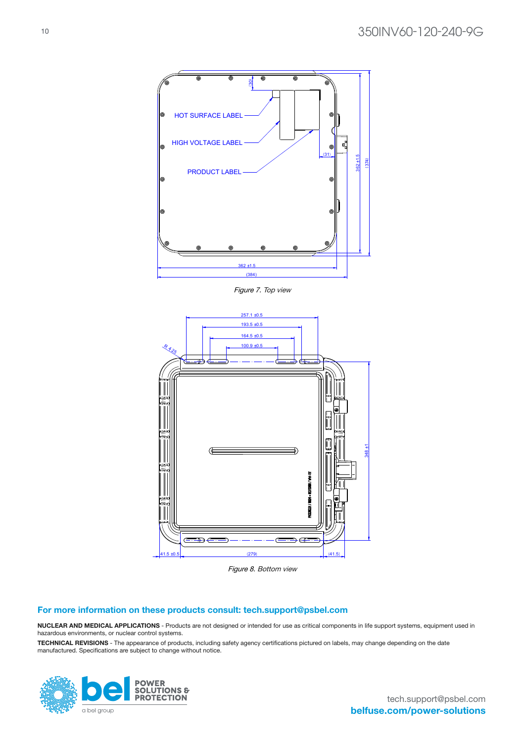HOT SURFACE LABEL

HIGH VOLTAGE LABEL

PRODUCT LABEL

(30)

(31)

362 ±1.5

(374)

362 ±1.5

(384)

*Figure 7. Top view*

257.1 ±0.5

193.5 ±0.5

164.5 ±0.5

100.9 ±0.5

R 4.25

348 ±1

41.5 ±0.5

(279)

(41.5)

*Figure 8. Bottom view*

## For more information on these products consult: tech.support@psbel.com

**NUCLEAR AND MEDICAL APPLICATIONS** - Products are not designed or intended for use as critical components in life support systems, equipment used in hazardous environments, or nuclear control systems.

**TECHNICAL REVISIONS** - The appearance of products, including safety agency certifications pictured on labels, may change depending on the date manufactured. Specifications are subject to change without notice.

bel POWER SOLUTIONS & PROTECTION

a bel group

tech.support@psbel.com

**belfuse.com/power-solutions**